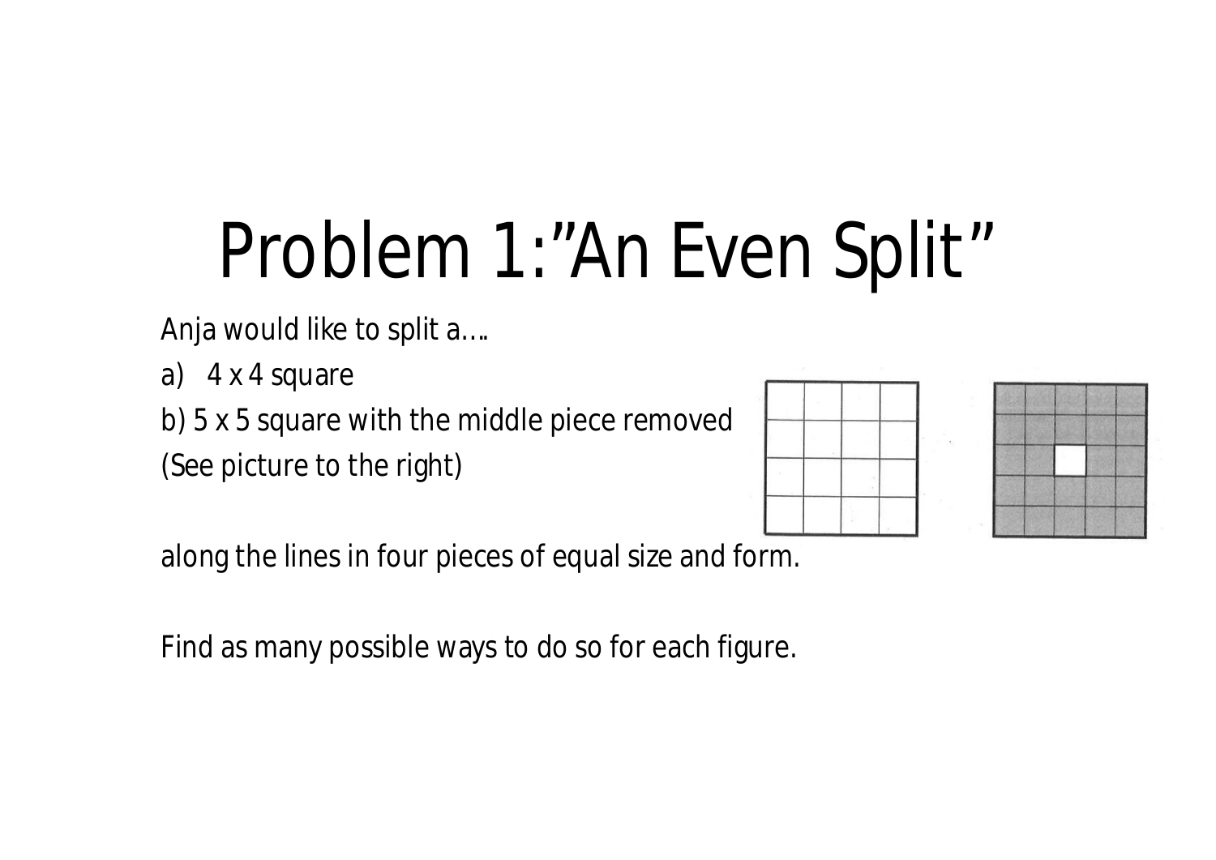# Problem 1:"An Even Split"

Anja would like to split a….

a) 4 x 4 square

b) 5 x 5 square with the middle piece removed

(See picture to the right)

along the lines in four pieces of equal size and form.

Find as many possible ways to do so for each figure.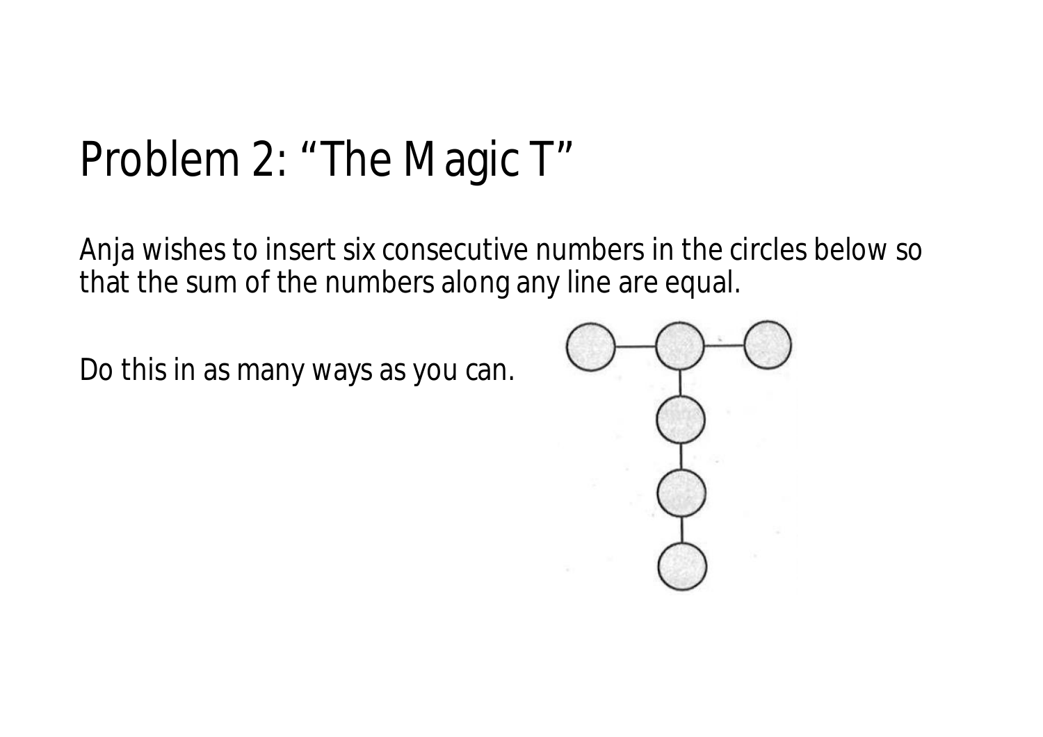# Problem 2: "The Magic T"

Anja wishes to insert six consecutive numbers in the circles below so that the sum of the numbers along any line are equal.

Do this in as many ways as you can.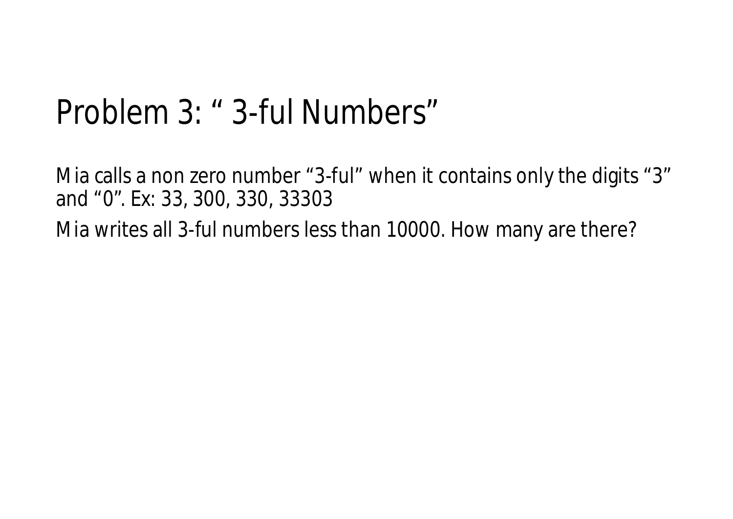# Problem 3: “ 3-ful Numbers”

Mia calls a non zero number “3-ful” when it contains only the digits “3” and “0”. Ex: 33, 300, 330, 33303

Mia writes all 3-ful numbers less than 10000. How many are there?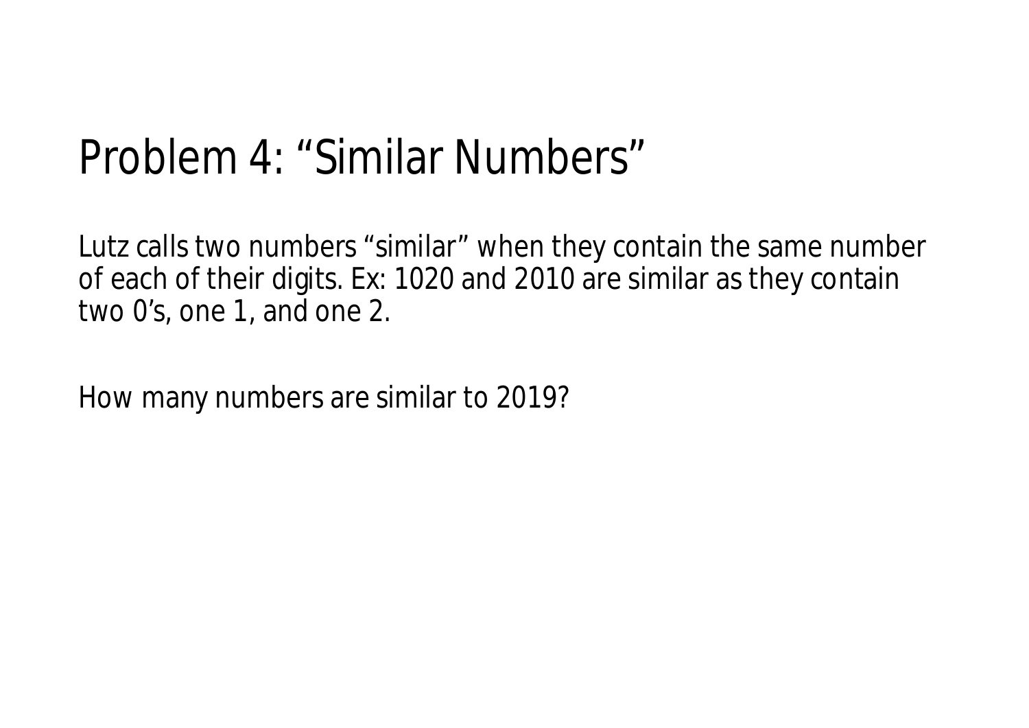# Problem 4: “Similar Numbers”

Lutz calls two numbers “similar” when they contain the same number of each of their digits. Ex: 1020 and 2010 are similar as they contain two 0’s, one 1, and one 2.

How many numbers are similar to 2019?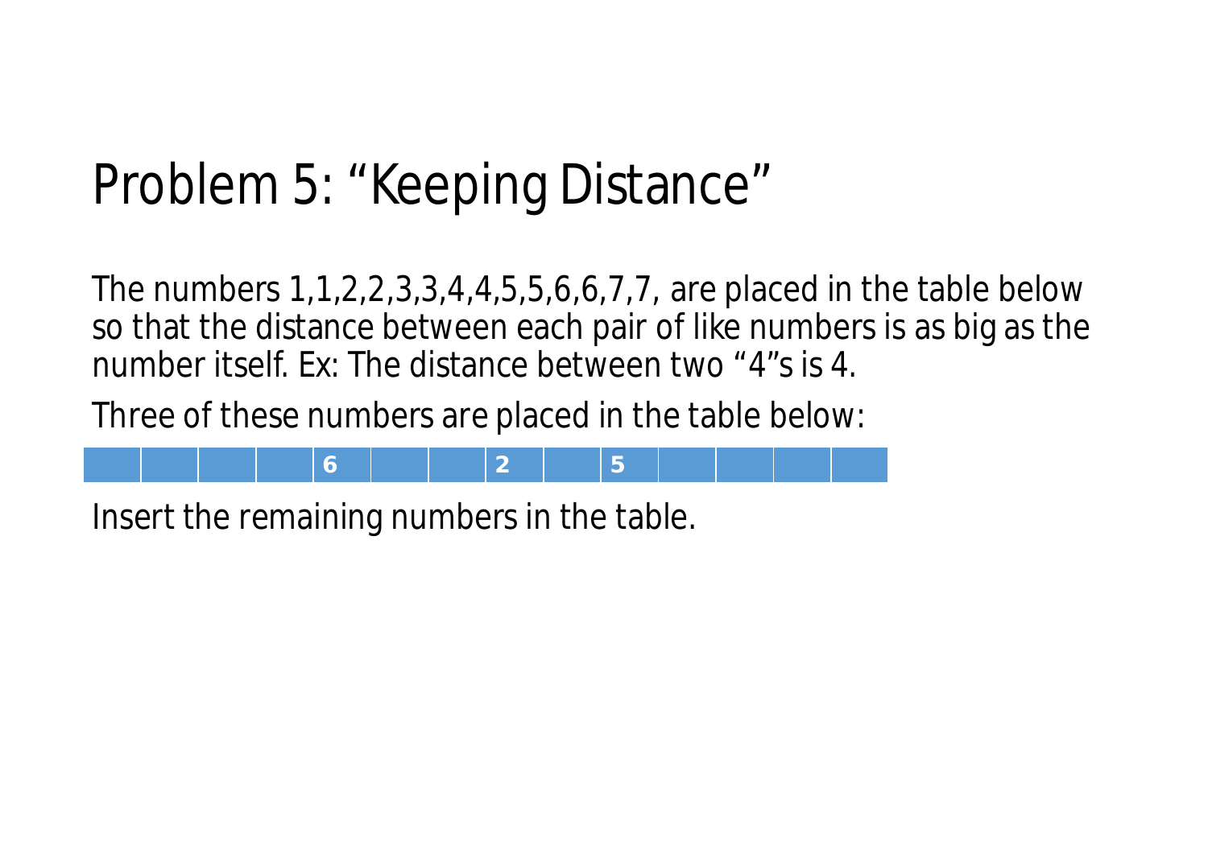# Problem 5: "Keeping Distance"

The numbers 1,1,2,2,3,3,4,4,5,5,6,6,7,7, are placed in the table below so that the distance between each pair of like numbers is as big as the number itself. Ex: The distance between two "4"s is 4.

Three of these numbers are placed in the table below:

|  |  |  |  | 6 |  |  | 2 |  | 5 |  |  |  |  |
|---|---|---|---|---|---|---|---|---|---|---|---|---|---|

Insert the remaining numbers in the table.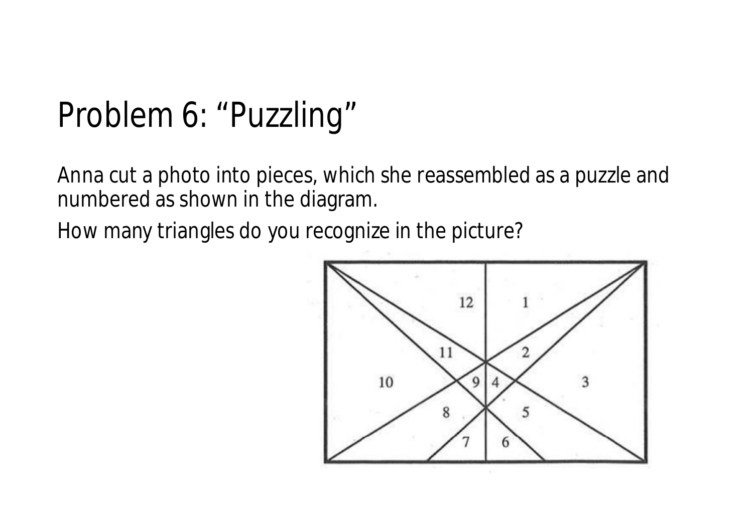# Problem 6: "Puzzling"

Anna cut a photo into pieces, which she reassembled as a puzzle and numbered as shown in the diagram.

How many triangles do you recognize in the picture?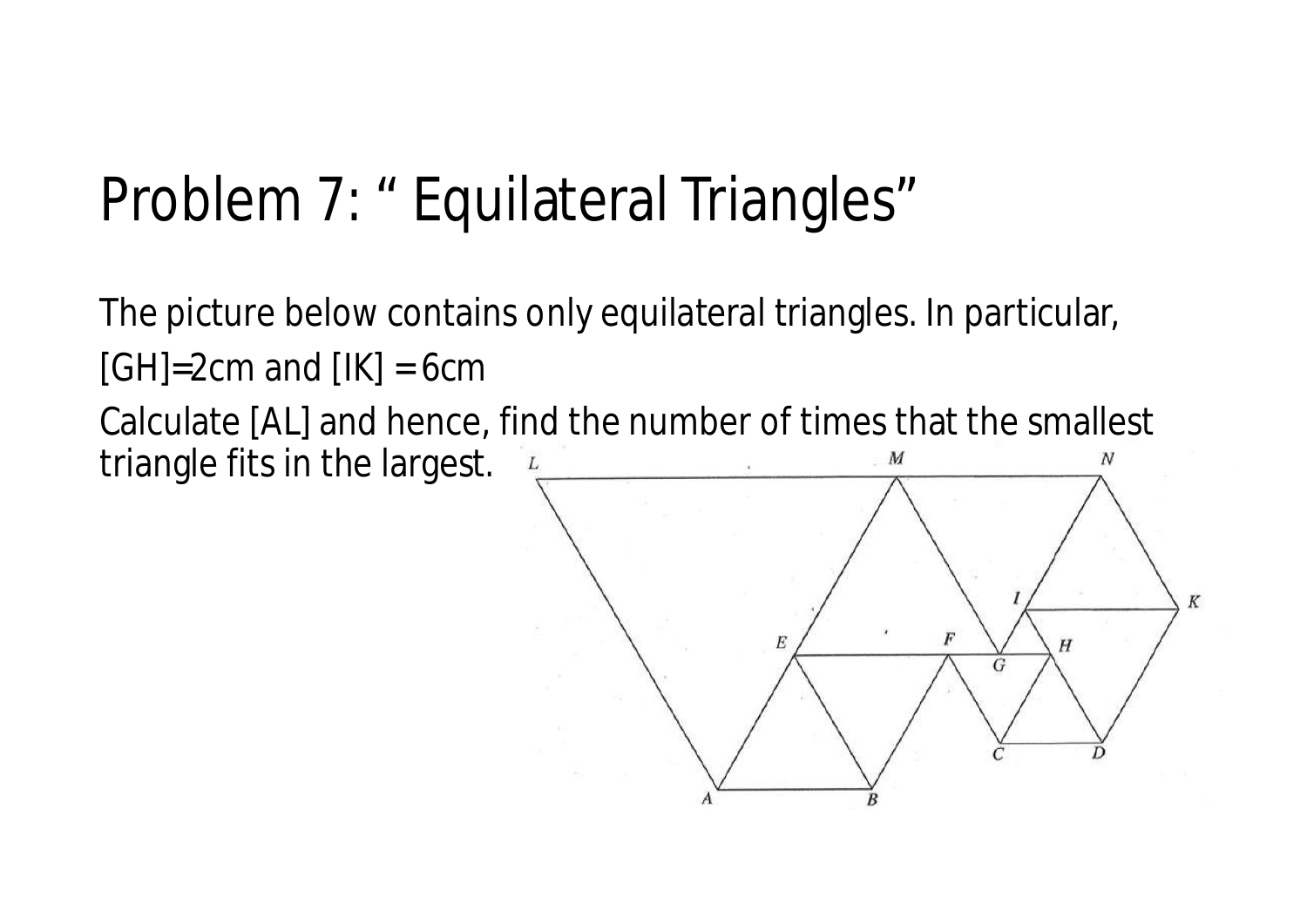# Problem 7: " Equilateral Triangles"

The picture below contains only equilateral triangles. In particular, [GH]=2cm and [IK] = 6cm

Calculate [AL] and hence, find the number of times that the smallest triangle fits in the largest.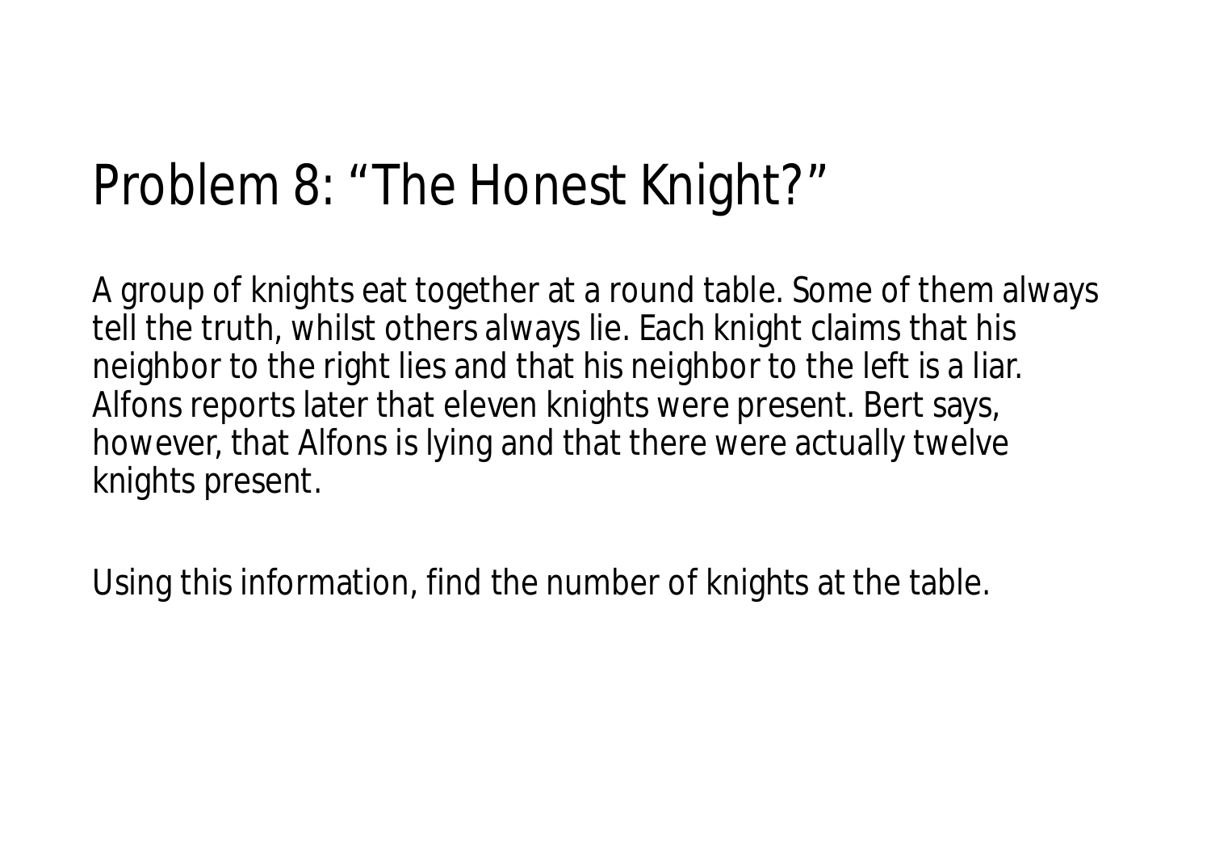# Problem 8: “The Honest Knight?”

A group of knights eat together at a round table. Some of them always tell the truth, whilst others always lie. Each knight claims that his neighbor to the right lies and that his neighbor to the left is a liar. Alfons reports later that eleven knights were present. Bert says, however, that Alfons is lying and that there were actually twelve knights present.

Using this information, find the number of knights at the table.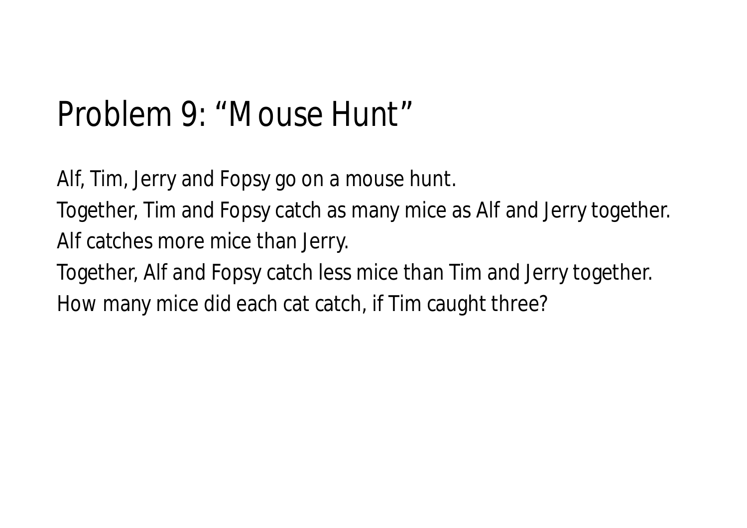# Problem 9: “Mouse Hunt”

Alf, Tim, Jerry and Fopsy go on a mouse hunt.

Together, Tim and Fopsy catch as many mice as Alf and Jerry together.

Alf catches more mice than Jerry.

Together, Alf and Fopsy catch less mice than Tim and Jerry together.

How many mice did each cat catch, if Tim caught three?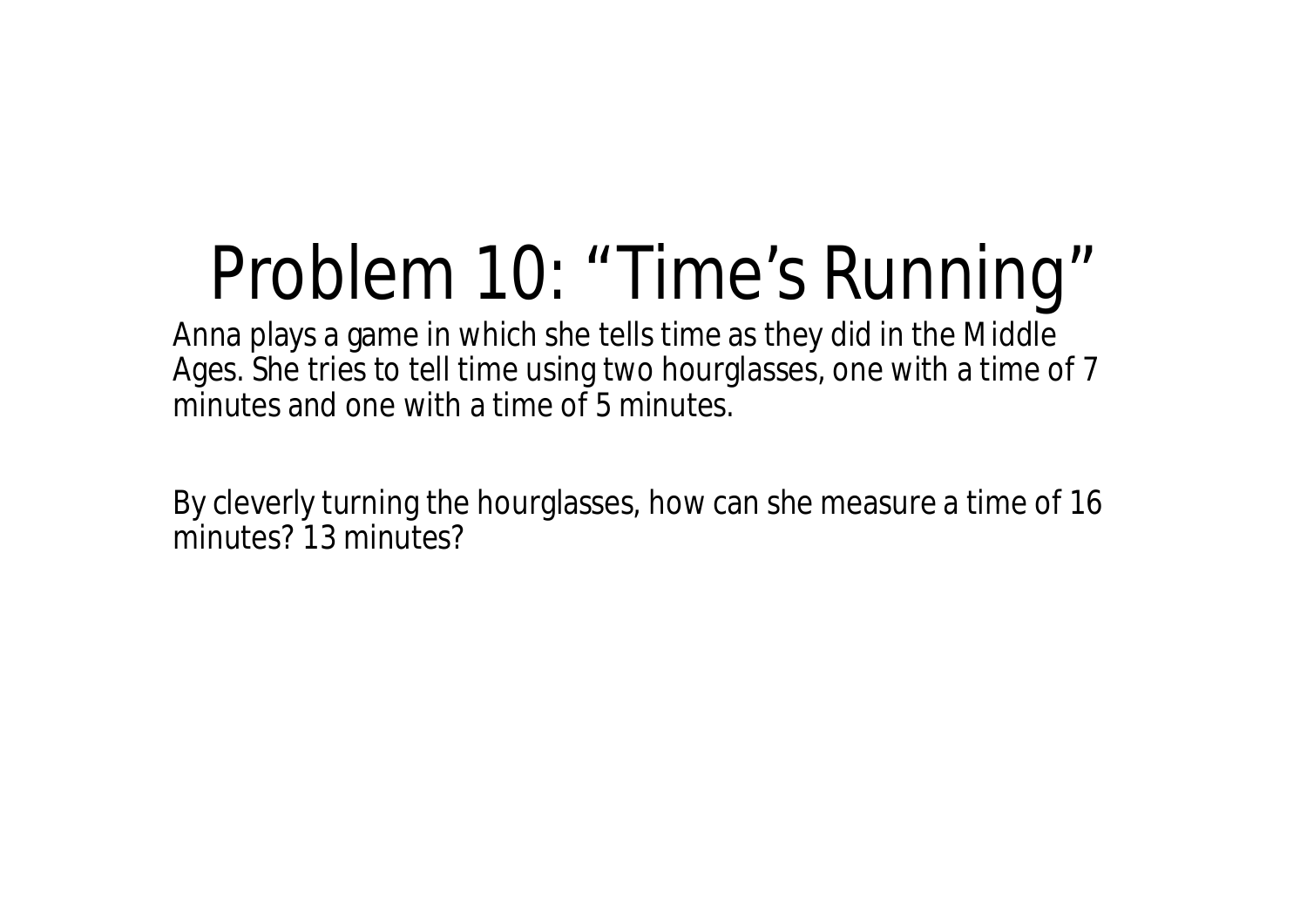# Problem 10: “Time’s Running”

Anna plays a game in which she tells time as they did in the Middle Ages. She tries to tell time using two hourglasses, one with a time of 7 minutes and one with a time of 5 minutes.

By cleverly turning the hourglasses, how can she measure a time of 16 minutes? 13 minutes?